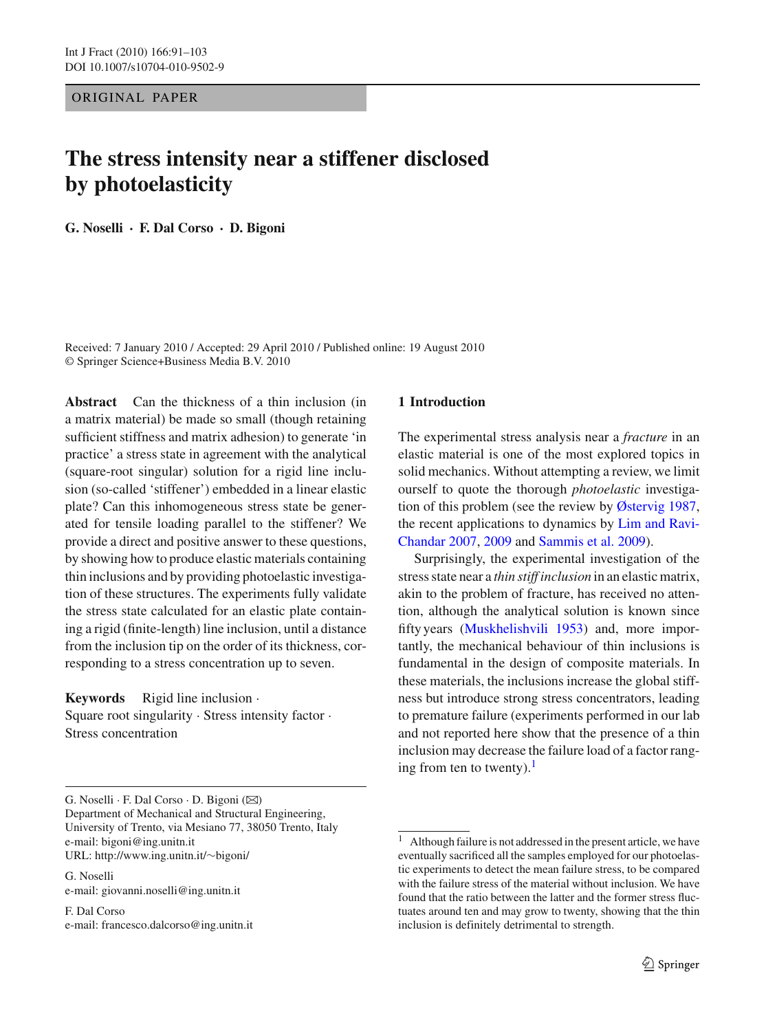ORIGINAL PAPER

# The stress intensity near a stiffener disclosed by photoelasticity

**G. Noselli · F. Dal Corso · D. Bigoni**

Received: 7 January 2010 / Accepted: 29 April 2010 / Published online: 19 August 2010
© Springer Science+Business Media B.V. 2010

**Abstract** Can the thickness of a thin inclusion (in a matrix material) be made so small (though retaining sufficient stiffness and matrix adhesion) to generate 'in practice' a stress state in agreement with the analytical (square-root singular) solution for a rigid line inclusion (so-called 'stiffener') embedded in a linear elastic plate? Can this inhomogeneous stress state be generated for tensile loading parallel to the stiffener? We provide a direct and positive answer to these questions, by showing how to produce elastic materials containing thin inclusions and by providing photoelastic investigation of these structures. The experiments fully validate the stress state calculated for an elastic plate containing a rigid (finite-length) line inclusion, until a distance from the inclusion tip on the order of its thickness, corresponding to a stress concentration up to seven.

**Keywords** Rigid line inclusion · Square root singularity · Stress intensity factor · Stress concentration

G. Noselli · F. Dal Corso · D. Bigoni (✉)
Department of Mechanical and Structural Engineering, University of Trento, via Mesiano 77, 38050 Trento, Italy
e-mail: bigoni@ing.unitn.it
URL: http://www.ing.unitn.it/~bigoni/

G. Noselli
e-mail: giovanni.noselli@ing.unitn.it

F. Dal Corso
e-mail: francesco.dalcorso@ing.unitn.it

## 1 Introduction

The experimental stress analysis near a *fracture* in an elastic material is one of the most explored topics in solid mechanics. Without attempting a review, we limit ourself to quote the thorough *photoelastic* investigation of this problem (see the review by Østervig 1987, the recent applications to dynamics by Lim and Ravi-Chandar 2007, 2009 and Sammis et al. 2009).

Surprisingly, the experimental investigation of the stress state near a *thin stiff inclusion* in an elastic matrix, akin to the problem of fracture, has received no attention, although the analytical solution is known since fifty years (Muskhelishvili 1953) and, more importantly, the mechanical behaviour of thin inclusions is fundamental in the design of composite materials. In these materials, the inclusions increase the global stiffness but introduce strong stress concentrators, leading to premature failure (experiments performed in our lab and not reported here show that the presence of a thin inclusion may decrease the failure load of a factor ranging from ten to twenty).[1]

[1] Although failure is not addressed in the present article, we have eventually sacrificed all the samples employed for our photoelastic experiments to detect the mean failure stress, to be compared with the failure stress of the material without inclusion. We have found that the ratio between the latter and the former stress fluctuates around ten and may grow to twenty, showing that the thin inclusion is definitely detrimental to strength.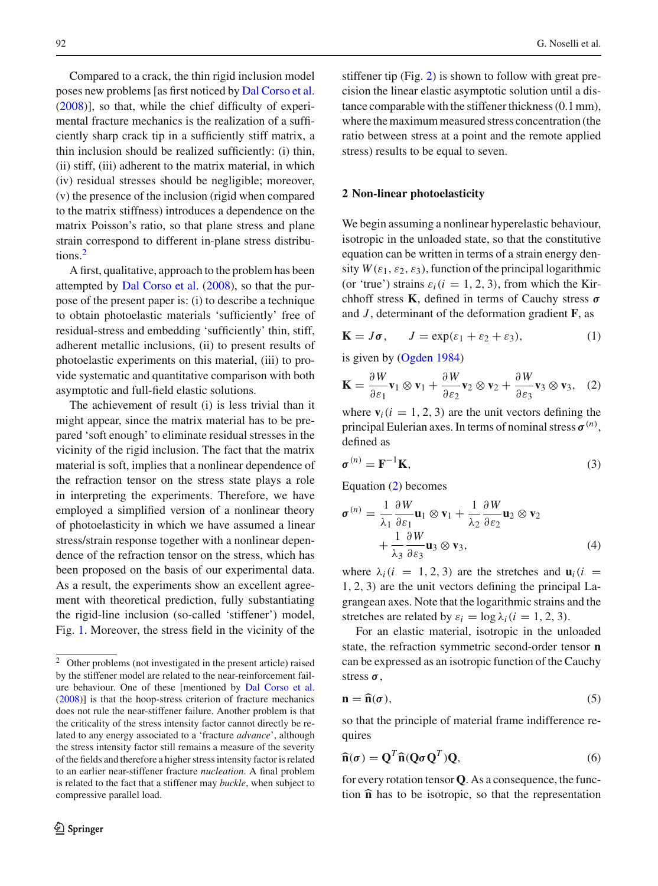Compared to a crack, the thin rigid inclusion model poses new problems [as first noticed by Dal Corso et al. (2008)], so that, while the chief difficulty of experimental fracture mechanics is the realization of a sufficiently sharp crack tip in a sufficiently stiff matrix, a thin inclusion should be realized sufficiently: (i) thin, (ii) stiff, (iii) adherent to the matrix material, in which (iv) residual stresses should be negligible; moreover, (v) the presence of the inclusion (rigid when compared to the matrix stiffness) introduces a dependence on the matrix Poisson's ratio, so that plane stress and plane strain correspond to different in-plane stress distributions.[2]

A first, qualitative, approach to the problem has been attempted by Dal Corso et al. (2008), so that the purpose of the present paper is: (i) to describe a technique to obtain photoelastic materials 'sufficiently' free of residual-stress and embedding 'sufficiently' thin, stiff, adherent metallic inclusions, (ii) to present results of photoelastic experiments on this material, (iii) to provide systematic and quantitative comparison with both asymptotic and full-field elastic solutions.

The achievement of result (i) is less trivial than it might appear, since the matrix material has to be prepared 'soft enough' to eliminate residual stresses in the vicinity of the rigid inclusion. The fact that the matrix material is soft, implies that a nonlinear dependence of the refraction tensor on the stress state plays a role in interpreting the experiments. Therefore, we have employed a simplified version of a nonlinear theory of photoelasticity in which we have assumed a linear stress/strain response together with a nonlinear dependence of the refraction tensor on the stress, which has been proposed on the basis of our experimental data. As a result, the experiments show an excellent agreement with theoretical prediction, fully substantiating the rigid-line inclusion (so-called 'stiffener') model, Fig. 1. Moreover, the stress field in the vicinity of the stiffener tip (Fig. 2) is shown to follow with great precision the linear elastic asymptotic solution until a distance comparable with the stiffener thickness (0.1 mm), where the maximum measured stress concentration (the ratio between stress at a point and the remote applied stress) results to be equal to seven.

## 2 Non-linear photoelasticity

We begin assuming a nonlinear hyperelastic behaviour, isotropic in the unloaded state, so that the constitutive equation can be written in terms of a strain energy density $W(\varepsilon_1, \varepsilon_2, \varepsilon_3)$, function of the principal logarithmic (or 'true') strains $\varepsilon_i (i = 1, 2, 3)$, from which the Kirchhoff stress $\mathbf{K}$, defined in terms of Cauchy stress $\boldsymbol{\sigma}$ and $J$, determinant of the deformation gradient $\mathbf{F}$, as

$$\mathbf{K} = J\boldsymbol{\sigma}, \qquad J = \exp(\varepsilon_1 + \varepsilon_2 + \varepsilon_3), \tag{1}$$

is given by (Ogden 1984)

$$\mathbf{K} = \frac{\partial W}{\partial \varepsilon_1}\mathbf{v}_1 \otimes \mathbf{v}_1 + \frac{\partial W}{\partial \varepsilon_2}\mathbf{v}_2 \otimes \mathbf{v}_2 + \frac{\partial W}{\partial \varepsilon_3}\mathbf{v}_3 \otimes \mathbf{v}_3, \tag{2}$$

where $\mathbf{v}_i (i = 1, 2, 3)$ are the unit vectors defining the principal Eulerian axes. In terms of nominal stress $\boldsymbol{\sigma}^{(n)}$, defined as

$$\boldsymbol{\sigma}^{(n)} = \mathbf{F}^{-1}\mathbf{K}, \tag{3}$$

Equation (2) becomes

$$\boldsymbol{\sigma}^{(n)} = \frac{1}{\lambda_1}\frac{\partial W}{\partial \varepsilon_1}\mathbf{u}_1 \otimes \mathbf{v}_1 + \frac{1}{\lambda_2}\frac{\partial W}{\partial \varepsilon_2}\mathbf{u}_2 \otimes \mathbf{v}_2 + \frac{1}{\lambda_3}\frac{\partial W}{\partial \varepsilon_3}\mathbf{u}_3 \otimes \mathbf{v}_3, \tag{4}$$

where $\lambda_i (i = 1, 2, 3)$ are the stretches and $\mathbf{u}_i (i = 1, 2, 3)$ are the unit vectors defining the principal Lagrangean axes. Note that the logarithmic strains and the stretches are related by $\varepsilon_i = \log \lambda_i (i = 1, 2, 3)$.

For an elastic material, isotropic in the unloaded state, the refraction symmetric second-order tensor $\mathbf{n}$ can be expressed as an isotropic function of the Cauchy stress $\boldsymbol{\sigma}$,

$$\mathbf{n} = \widehat{\mathbf{n}}(\boldsymbol{\sigma}), \tag{5}$$

so that the principle of material frame indifference requires

$$\widehat{\mathbf{n}}(\boldsymbol{\sigma}) = \mathbf{Q}^T \widehat{\mathbf{n}}(\mathbf{Q}\boldsymbol{\sigma}\mathbf{Q}^T)\mathbf{Q}, \tag{6}$$

for every rotation tensor $\mathbf{Q}$. As a consequence, the function $\widehat{\mathbf{n}}$ has to be isotropic, so that the representation

[2] Other problems (not investigated in the present article) raised by the stiffener model are related to the near-reinforcement failure behaviour. One of these [mentioned by Dal Corso et al. (2008)] is that the hoop-stress criterion of fracture mechanics does not rule the near-stiffener failure. Another problem is that the criticality of the stress intensity factor cannot directly be related to any energy associated to a 'fracture *advance*', although the stress intensity factor still remains a measure of the severity of the fields and therefore a higher stress intensity factor is related to an earlier near-stiffener fracture *nucleation*. A final problem is related to the fact that a stiffener may *buckle*, when subject to compressive parallel load.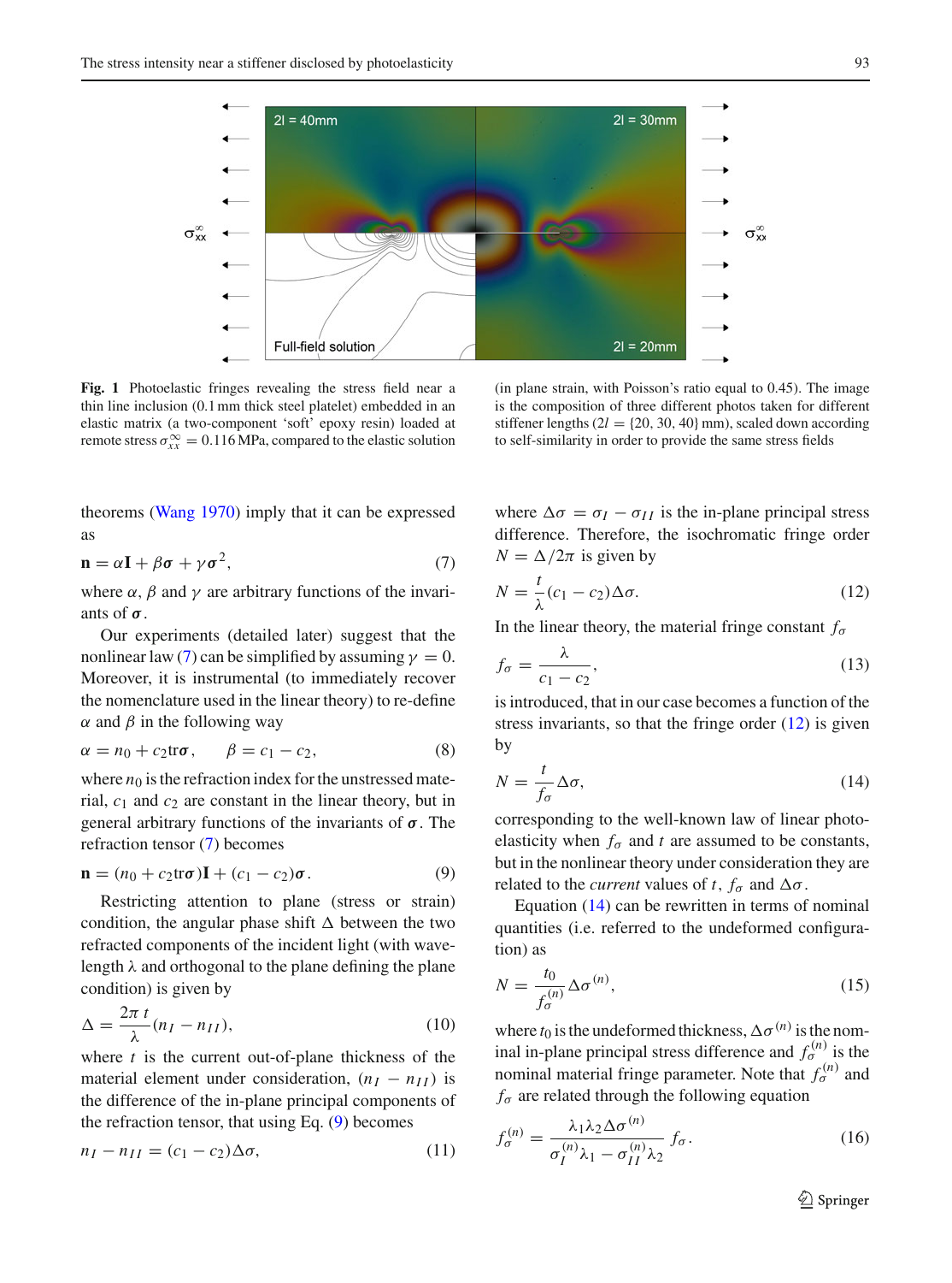**Fig. 1** Photoelastic fringes revealing the stress field near a thin line inclusion (0.1 mm thick steel platelet) embedded in an elastic matrix (a two-component 'soft' epoxy resin) loaded at remote stress $\sigma_{xx}^{\infty} = 0.116$ MPa, compared to the elastic solution (in plane strain, with Poisson's ratio equal to 0.45). The image is the composition of three different photos taken for different stiffener lengths ($2l = \{20, 30, 40\}$ mm), scaled down according to self-similarity in order to provide the same stress fields

theorems (Wang 1970) imply that it can be expressed as

$$\mathbf{n} = \alpha \mathbf{I} + \beta \boldsymbol{\sigma} + \gamma \boldsymbol{\sigma}^2, \tag{7}$$

where $\alpha$, $\beta$ and $\gamma$ are arbitrary functions of the invariants of $\boldsymbol{\sigma}$.

Our experiments (detailed later) suggest that the nonlinear law (7) can be simplified by assuming $\gamma = 0$. Moreover, it is instrumental (to immediately recover the nomenclature used in the linear theory) to re-define $\alpha$ and $\beta$ in the following way

$$\alpha = n_0 + c_2 \text{tr}\boldsymbol{\sigma}, \qquad \beta = c_1 - c_2, \tag{8}$$

where $n_0$ is the refraction index for the unstressed material, $c_1$ and $c_2$ are constant in the linear theory, but in general arbitrary functions of the invariants of $\boldsymbol{\sigma}$. The refraction tensor (7) becomes

$$\mathbf{n} = (n_0 + c_2 \text{tr}\boldsymbol{\sigma})\mathbf{I} + (c_1 - c_2)\boldsymbol{\sigma}. \tag{9}$$

Restricting attention to plane (stress or strain) condition, the angular phase shift $\Delta$ between the two refracted components of the incident light (with wavelength $\lambda$ and orthogonal to the plane defining the plane condition) is given by

$$\Delta = \frac{2\pi\, t}{\lambda}(n_I - n_{II}), \tag{10}$$

where $t$ is the current out-of-plane thickness of the material element under consideration, $(n_I - n_{II})$ is the difference of the in-plane principal components of the refraction tensor, that using Eq. (9) becomes

$$n_I - n_{II} = (c_1 - c_2)\Delta\sigma, \tag{11}$$

where $\Delta\sigma = \sigma_I - \sigma_{II}$ is the in-plane principal stress difference. Therefore, the isochromatic fringe order $N = \Delta/2\pi$ is given by

$$N = \frac{t}{\lambda}(c_1 - c_2)\Delta\sigma. \tag{12}$$

In the linear theory, the material fringe constant $f_\sigma$

$$f_\sigma = \frac{\lambda}{c_1 - c_2}, \tag{13}$$

is introduced, that in our case becomes a function of the stress invariants, so that the fringe order (12) is given by

$$N = \frac{t}{f_\sigma}\Delta\sigma, \tag{14}$$

corresponding to the well-known law of linear photoelasticity when $f_\sigma$ and $t$ are assumed to be constants, but in the nonlinear theory under consideration they are related to the *current* values of $t$, $f_\sigma$ and $\Delta\sigma$.

Equation (14) can be rewritten in terms of nominal quantities (i.e. referred to the undeformed configuration) as

$$N = \frac{t_0}{f_\sigma^{(n)}}\Delta\sigma^{(n)}, \tag{15}$$

where $t_0$ is the undeformed thickness, $\Delta\sigma^{(n)}$ is the nominal in-plane principal stress difference and $f_\sigma^{(n)}$ is the nominal material fringe parameter. Note that $f_\sigma^{(n)}$ and $f_\sigma$ are related through the following equation

$$f_\sigma^{(n)} = \frac{\lambda_1 \lambda_2 \Delta\sigma^{(n)}}{\sigma_I^{(n)}\lambda_1 - \sigma_{II}^{(n)}\lambda_2} f_\sigma. \tag{16}$$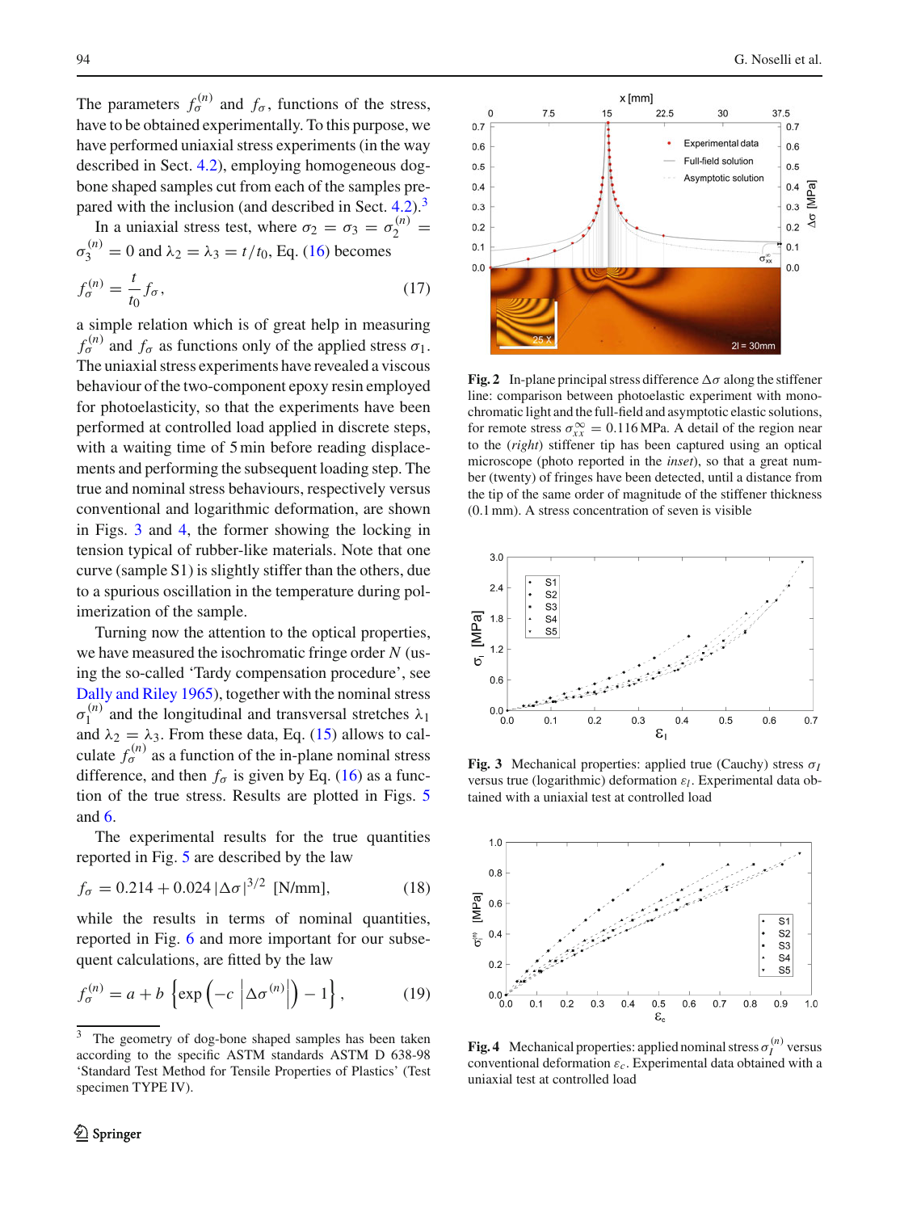The parameters $f_\sigma^{(n)}$ and $f_\sigma$, functions of the stress, have to be obtained experimentally. To this purpose, we have performed uniaxial stress experiments (in the way described in Sect. 4.2), employing homogeneous dog-bone shaped samples cut from each of the samples prepared with the inclusion (and described in Sect. 4.2).[3]

In a uniaxial stress test, where $\sigma_2 = \sigma_3 = \sigma_2^{(n)} = \sigma_3^{(n)} = 0$ and $\lambda_2 = \lambda_3 = t/t_0$, Eq. (16) becomes

$$f_\sigma^{(n)} = \frac{t}{t_0} f_\sigma, \tag{17}$$

a simple relation which is of great help in measuring $f_\sigma^{(n)}$ and $f_\sigma$ as functions only of the applied stress $\sigma_1$. The uniaxial stress experiments have revealed a viscous behaviour of the two-component epoxy resin employed for photoelasticity, so that the experiments have been performed at controlled load applied in discrete steps, with a waiting time of 5 min before reading displacements and performing the subsequent loading step. The true and nominal stress behaviours, respectively versus conventional and logarithmic deformation, are shown in Figs. 3 and 4, the former showing the locking in tension typical of rubber-like materials. Note that one curve (sample S1) is slightly stiffer than the others, due to a spurious oscillation in the temperature during polimerization of the sample.

Turning now the attention to the optical properties, we have measured the isochromatic fringe order $N$ (using the so-called 'Tardy compensation procedure', see Dally and Riley 1965), together with the nominal stress $\sigma_1^{(n)}$ and the longitudinal and transversal stretches $\lambda_1$ and $\lambda_2 = \lambda_3$. From these data, Eq. (15) allows to calculate $f_\sigma^{(n)}$ as a function of the in-plane nominal stress difference, and then $f_\sigma$ is given by Eq. (16) as a function of the true stress. Results are plotted in Figs. 5 and 6.

The experimental results for the true quantities reported in Fig. 5 are described by the law

$$f_\sigma = 0.214 + 0.024\, |\Delta\sigma|^{3/2} \ \text{[N/mm]}, \tag{18}$$

while the results in terms of nominal quantities, reported in Fig. 6 and more important for our subsequent calculations, are fitted by the law

$$f_\sigma^{(n)} = a + b\left\{\exp\left(-c\left|\Delta\sigma^{(n)}\right|\right) - 1\right\}, \tag{19}$$

[3] The geometry of dog-bone shaped samples has been taken according to the specific ASTM standards ASTM D 638-98 'Standard Test Method for Tensile Properties of Plastics' (Test specimen TYPE IV).

**Fig. 2** In-plane principal stress difference $\Delta\sigma$ along the stiffener line: comparison between photoelastic experiment with monochromatic light and the full-field and asymptotic elastic solutions, for remote stress $\sigma_{xx}^{\infty} = 0.116$ MPa. A detail of the region near to the (*right*) stiffener tip has been captured using an optical microscope (photo reported in the *inset*), so that a great number (twenty) of fringes have been detected, until a distance from the tip of the same order of magnitude of the stiffener thickness (0.1 mm). A stress concentration of seven is visible

**Fig. 3** Mechanical properties: applied true (Cauchy) stress $\sigma_I$ versus true (logarithmic) deformation $\varepsilon_I$. Experimental data obtained with a uniaxial test at controlled load

**Fig. 4** Mechanical properties: applied nominal stress $\sigma_I^{(n)}$ versus conventional deformation $\varepsilon_c$. Experimental data obtained with a uniaxial test at controlled load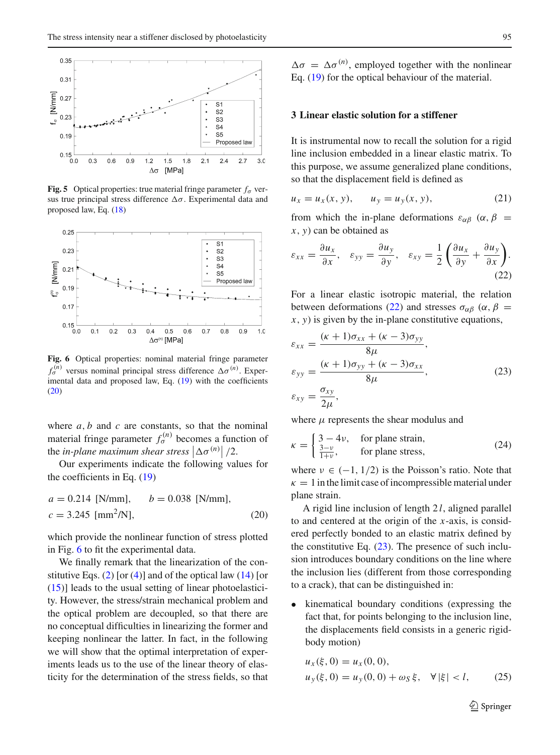**Fig. 5** Optical properties: true material fringe parameter $f_\sigma$ versus true principal stress difference $\Delta\sigma$. Experimental data and proposed law, Eq. (18)

**Fig. 6** Optical properties: nominal material fringe parameter $f_\sigma^{(n)}$ versus nominal principal stress difference $\Delta\sigma^{(n)}$. Experimental data and proposed law, Eq. (19) with the coefficients (20)

where $a, b$ and $c$ are constants, so that the nominal material fringe parameter $f_\sigma^{(n)}$ becomes a function of the *in-plane maximum shear stress* $\left|\Delta\sigma^{(n)}\right|/2$.

Our experiments indicate the following values for the coefficients in Eq. (19)

$$
a = 0.214 \text{ [N/mm]}, \qquad b = 0.038 \text{ [N/mm]},
$$
$$
c = 3.245 \text{ [mm}^2\text{/N]}, \tag{20}
$$

which provide the nonlinear function of stress plotted in Fig. 6 to fit the experimental data.

We finally remark that the linearization of the constitutive Eqs. (2) [or (4)] and of the optical law (14) [or (15)] leads to the usual setting of linear photoelasticity. However, the stress/strain mechanical problem and the optical problem are decoupled, so that there are no conceptual difficulties in linearizing the former and keeping nonlinear the latter. In fact, in the following we will show that the optimal interpretation of experiments leads us to the use of the linear theory of elasticity for the determination of the stress fields, so that $\Delta\sigma = \Delta\sigma^{(n)}$, employed together with the nonlinear Eq. (19) for the optical behaviour of the material.

## 3 Linear elastic solution for a stiffener

It is instrumental now to recall the solution for a rigid line inclusion embedded in a linear elastic matrix. To this purpose, we assume generalized plane conditions, so that the displacement field is defined as

$$
u_x = u_x(x, y), \qquad u_y = u_y(x, y), \tag{21}
$$

from which the in-plane deformations $\varepsilon_{\alpha\beta}$ $(\alpha, \beta = x, y)$ can be obtained as

$$
\varepsilon_{xx} = \frac{\partial u_x}{\partial x}, \quad \varepsilon_{yy} = \frac{\partial u_y}{\partial y}, \quad \varepsilon_{xy} = \frac{1}{2}\left(\frac{\partial u_x}{\partial y} + \frac{\partial u_y}{\partial x}\right). \tag{22}
$$

For a linear elastic isotropic material, the relation between deformations (22) and stresses $\sigma_{\alpha\beta}$ $(\alpha, \beta = x, y)$ is given by the in-plane constitutive equations,

$$
\begin{aligned}
\varepsilon_{xx} &= \frac{(\kappa+1)\sigma_{xx} + (\kappa-3)\sigma_{yy}}{8\mu}, \\
\varepsilon_{yy} &= \frac{(\kappa+1)\sigma_{yy} + (\kappa-3)\sigma_{xx}}{8\mu}, \\
\varepsilon_{xy} &= \frac{\sigma_{xy}}{2\mu},
\end{aligned} \tag{23}
$$

where $\mu$ represents the shear modulus and

$$
\kappa = \begin{cases} 3 - 4\nu, & \text{for plane strain}, \\ \frac{3-\nu}{1+\nu}, & \text{for plane stress}, \end{cases} \tag{24}
$$

where $\nu \in (-1, 1/2)$ is the Poisson's ratio. Note that $\kappa = 1$ in the limit case of incompressible material under plane strain.

A rigid line inclusion of length $2l$, aligned parallel to and centered at the origin of the $x$-axis, is considered perfectly bonded to an elastic matrix defined by the constitutive Eq. (23). The presence of such inclusion introduces boundary conditions on the line where the inclusion lies (different from those corresponding to a crack), that can be distinguished in:

- kinematical boundary conditions (expressing the fact that, for points belonging to the inclusion line, the displacements field consists in a generic rigid-body motion)

$$
\begin{aligned}
u_x(\xi, 0) &= u_x(0, 0), \\
u_y(\xi, 0) &= u_y(0, 0) + \omega_S\, \xi, \quad \forall\, |\xi| < l,
\end{aligned} \tag{25}
$$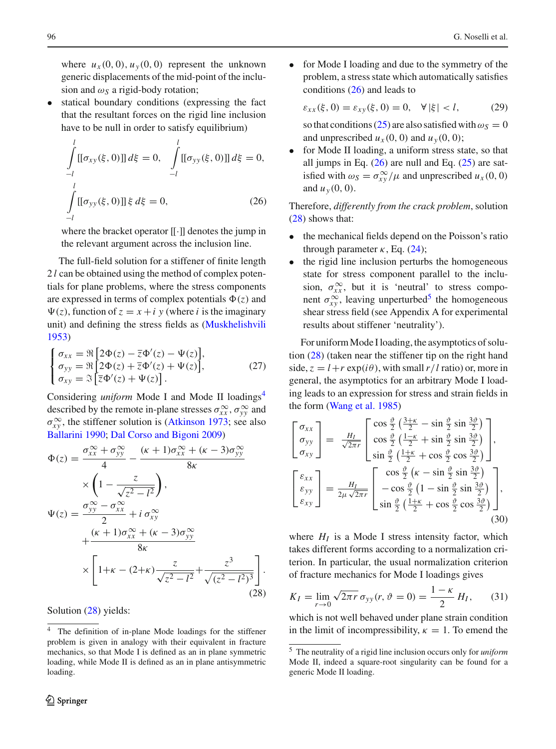where $u_x(0,0)$, $u_y(0,0)$ represent the unknown generic displacements of the mid-point of the inclusion and $\omega_S$ a rigid-body rotation;

- statical boundary conditions (expressing the fact that the resultant forces on the rigid line inclusion have to be null in order to satisfy equilibrium)

$$
\int_{-l}^{l} [[\sigma_{xy}(\xi,0)]]\, d\xi = 0, \quad \int_{-l}^{l} [[\sigma_{yy}(\xi,0)]]\, d\xi = 0,
$$
$$
\int_{-l}^{l} [[\sigma_{yy}(\xi,0)]]\, \xi\, d\xi = 0, \tag{26}
$$

where the bracket operator $[[\cdot]]$ denotes the jump in the relevant argument across the inclusion line.

The full-field solution for a stiffener of finite length $2\,l$ can be obtained using the method of complex potentials for plane problems, where the stress components are expressed in terms of complex potentials $\Phi(z)$ and $\Psi(z)$, function of $z = x + i\, y$ (where $i$ is the imaginary unit) and defining the stress fields as (Muskhelishvili 1953)

$$
\begin{cases}
\sigma_{xx} = \Re\left[2\Phi(z) - \bar{z}\Phi'(z) - \Psi(z)\right],\\
\sigma_{yy} = \Re\left[2\Phi(z) + \bar{z}\Phi'(z) + \Psi(z)\right],\\
\sigma_{xy} = \Im\left[\bar{z}\Phi'(z) + \Psi(z)\right].
\end{cases} \tag{27}
$$

Considering *uniform* Mode I and Mode II loadings[4] described by the remote in-plane stresses $\sigma_{xx}^{\infty}$, $\sigma_{yy}^{\infty}$ and $\sigma_{xy}^{\infty}$, the stiffener solution is (Atkinson 1973; see also Ballarini 1990; Dal Corso and Bigoni 2009)

$$
\begin{aligned}
\Phi(z) &= \frac{\sigma_{xx}^{\infty} + \sigma_{yy}^{\infty}}{4} - \frac{(\kappa+1)\sigma_{xx}^{\infty} + (\kappa-3)\sigma_{yy}^{\infty}}{8\kappa} \\
&\quad \times \left(1 - \frac{z}{\sqrt{z^2 - l^2}}\right),\\
\Psi(z) &= \frac{\sigma_{yy}^{\infty} - \sigma_{xx}^{\infty}}{2} + i\,\sigma_{xy}^{\infty} \\
&\quad + \frac{(\kappa+1)\sigma_{xx}^{\infty} + (\kappa-3)\sigma_{yy}^{\infty}}{8\kappa} \\
&\quad \times \left[1+\kappa - (2+\kappa)\frac{z}{\sqrt{z^2 - l^2}} + \frac{z^3}{\sqrt{(z^2 - l^2)^3}}\right].
\end{aligned} \tag{28}
$$

Solution (28) yields:

- for Mode I loading and due to the symmetry of the problem, a stress state which automatically satisfies conditions (26) and leads to

$$
\varepsilon_{xx}(\xi,0) = \varepsilon_{xy}(\xi,0) = 0, \quad \forall\, |\xi| < l, \tag{29}
$$

so that conditions (25) are also satisfied with $\omega_S = 0$ and unprescribed $u_x(0,0)$ and $u_y(0,0)$;

- for Mode II loading, a uniform stress state, so that all jumps in Eq. (26) are null and Eq. (25) are satisfied with $\omega_S = \sigma_{xy}^{\infty}/\mu$ and unprescribed $u_x(0,0)$ and $u_y(0,0)$.

Therefore, *differently from the crack problem*, solution (28) shows that:

- the mechanical fields depend on the Poisson's ratio through parameter $\kappa$, Eq. (24);
- the rigid line inclusion perturbs the homogeneous state for stress component parallel to the inclusion, $\sigma_{xx}^{\infty}$, but it is 'neutral' to stress component $\sigma_{xy}^{\infty}$, leaving unperturbed[5] the homogeneous shear stress field (see Appendix A for experimental results about stiffener 'neutrality').

For uniform Mode I loading, the asymptotics of solution (28) (taken near the stiffener tip on the right hand side, $z = l + r\exp(i\theta)$, with small $r/l$ ratio) or, more in general, the asymptotics for an arbitrary Mode I loading leads to an expression for stress and strain fields in the form (Wang et al. 1985)

$$
\begin{bmatrix} \sigma_{xx} \\ \sigma_{yy} \\ \sigma_{xy} \end{bmatrix} = \frac{H_I}{\sqrt{2\pi r}} \begin{bmatrix} \cos\frac{\vartheta}{2}\left(\frac{3+\kappa}{2} - \sin\frac{\vartheta}{2}\sin\frac{3\vartheta}{2}\right) \\ \cos\frac{\vartheta}{2}\left(\frac{1-\kappa}{2} + \sin\frac{\vartheta}{2}\sin\frac{3\vartheta}{2}\right) \\ \sin\frac{\vartheta}{2}\left(\frac{1+\kappa}{2} + \cos\frac{\vartheta}{2}\cos\frac{3\vartheta}{2}\right) \end{bmatrix},
$$
$$
\begin{bmatrix} \varepsilon_{xx} \\ \varepsilon_{yy} \\ \varepsilon_{xy} \end{bmatrix} = \frac{H_I}{2\mu\sqrt{2\pi r}} \begin{bmatrix} \cos\frac{\vartheta}{2}\left(\kappa - \sin\frac{\vartheta}{2}\sin\frac{3\vartheta}{2}\right) \\ -\cos\frac{\vartheta}{2}\left(1 - \sin\frac{\vartheta}{2}\sin\frac{3\vartheta}{2}\right) \\ \sin\frac{\vartheta}{2}\left(\frac{1+\kappa}{2} + \cos\frac{\vartheta}{2}\cos\frac{3\vartheta}{2}\right) \end{bmatrix}, \tag{30}
$$

where $H_I$ is a Mode I stress intensity factor, which takes different forms according to a normalization criterion. In particular, the usual normalization criterion of fracture mechanics for Mode I loadings gives

$$
K_I = \lim_{r\to 0} \sqrt{2\pi r}\,\sigma_{yy}(r, \vartheta = 0) = \frac{1-\kappa}{2} H_I, \tag{31}
$$

which is not well behaved under plane strain condition in the limit of incompressibility, $\kappa = 1$. To emend the

[4] The definition of in-plane Mode loadings for the stiffener problem is given in analogy with their equivalent in fracture mechanics, so that Mode I is defined as an in plane symmetric loading, while Mode II is defined as an in plane antisymmetric loading.

[5] The neutrality of a rigid line inclusion occurs only for *uniform* Mode II, indeed a square-root singularity can be found for a generic Mode II loading.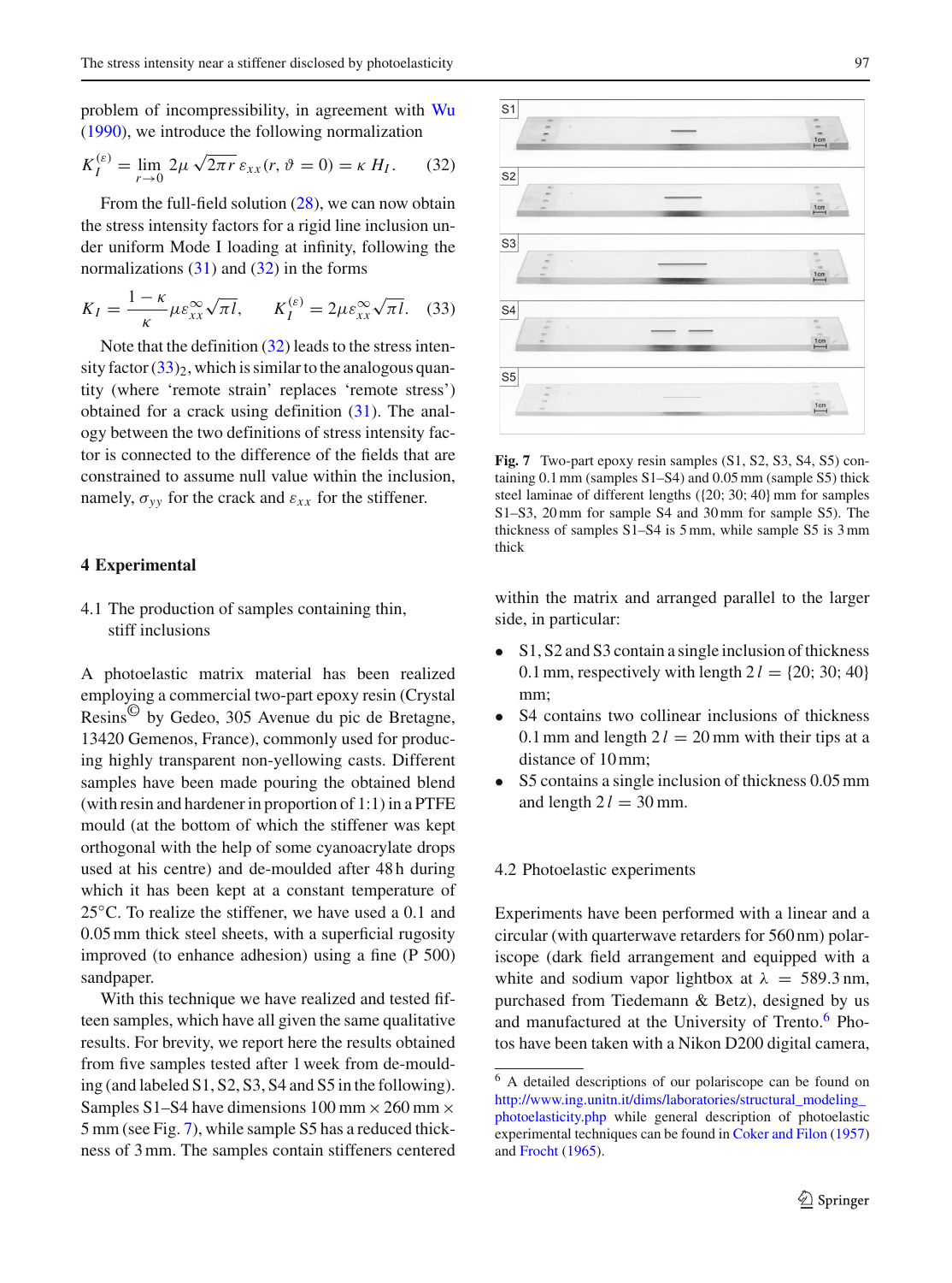problem of incompressibility, in agreement with Wu (1990), we introduce the following normalization

$$K_I^{(\varepsilon)} = \lim_{r\to 0} 2\mu\sqrt{2\pi r}\,\varepsilon_{xx}(r, \vartheta = 0) = \kappa\, H_I. \qquad (32)$$

From the full-field solution (28), we can now obtain the stress intensity factors for a rigid line inclusion under uniform Mode I loading at infinity, following the normalizations (31) and (32) in the forms

$$K_I = \frac{1-\kappa}{\kappa}\mu\varepsilon_{xx}^{\infty}\sqrt{\pi l}, \qquad K_I^{(\varepsilon)} = 2\mu\varepsilon_{xx}^{\infty}\sqrt{\pi l}. \qquad (33)$$

Note that the definition (32) leads to the stress intensity factor $(33)_2$, which is similar to the analogous quantity (where 'remote strain' replaces 'remote stress') obtained for a crack using definition (31). The analogy between the two definitions of stress intensity factor is connected to the difference of the fields that are constrained to assume null value within the inclusion, namely, $\sigma_{yy}$ for the crack and $\varepsilon_{xx}$ for the stiffener.

## 4 Experimental

### 4.1 The production of samples containing thin, stiff inclusions

A photoelastic matrix material has been realized employing a commercial two-part epoxy resin (Crystal Resins© by Gedeo, 305 Avenue du pic de Bretagne, 13420 Gemenos, France), commonly used for producing highly transparent non-yellowing casts. Different samples have been made pouring the obtained blend (with resin and hardener in proportion of 1:1) in a PTFE mould (at the bottom of which the stiffener was kept orthogonal with the help of some cyanoacrylate drops used at his centre) and de-moulded after 48 h during which it has been kept at a constant temperature of 25°C. To realize the stiffener, we have used a 0.1 and 0.05 mm thick steel sheets, with a superficial rugosity improved (to enhance adhesion) using a fine (P 500) sandpaper.

With this technique we have realized and tested fifteen samples, which have all given the same qualitative results. For brevity, we report here the results obtained from five samples tested after 1 week from de-moulding (and labeled S1, S2, S3, S4 and S5 in the following). Samples S1–S4 have dimensions 100 mm × 260 mm × 5 mm (see Fig. 7), while sample S5 has a reduced thickness of 3 mm. The samples contain stiffeners centered

**Fig. 7** Two-part epoxy resin samples (S1, S2, S3, S4, S5) containing 0.1 mm (samples S1–S4) and 0.05 mm (sample S5) thick steel laminae of different lengths ({20; 30; 40} mm for samples S1–S3, 20 mm for sample S4 and 30 mm for sample S5). The thickness of samples S1–S4 is 5 mm, while sample S5 is 3 mm thick

within the matrix and arranged parallel to the larger side, in particular:

- S1, S2 and S3 contain a single inclusion of thickness 0.1 mm, respectively with length $2l = \{20; 30; 40\}$ mm;
- S4 contains two collinear inclusions of thickness 0.1 mm and length $2l = 20$ mm with their tips at a distance of 10 mm;
- S5 contains a single inclusion of thickness 0.05 mm and length $2l = 30$ mm.

### 4.2 Photoelastic experiments

Experiments have been performed with a linear and a circular (with quarterwave retarders for 560 nm) polariscope (dark field arrangement and equipped with a white and sodium vapor lightbox at $\lambda = 589.3$ nm, purchased from Tiedemann & Betz), designed by us and manufactured at the University of Trento.[6] Photos have been taken with a Nikon D200 digital camera,

[6] A detailed descriptions of our polariscope can be found on http://www.ing.unitn.it/dims/laboratories/structural_modeling_photoelasticity.php while general description of photoelastic experimental techniques can be found in Coker and Filon (1957) and Frocht (1965).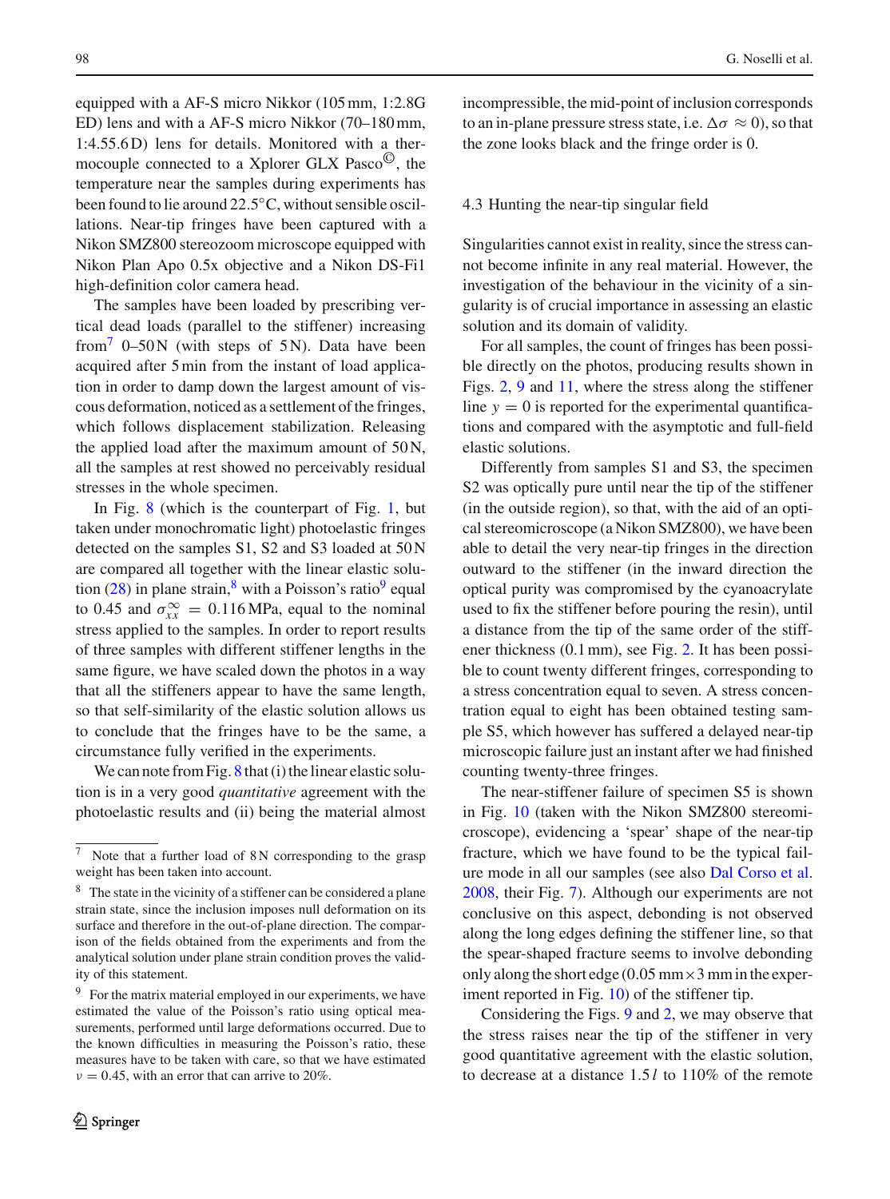equipped with a AF-S micro Nikkor (105 mm, 1:2.8G ED) lens and with a AF-S micro Nikkor (70–180 mm, 1:4.55.6 D) lens for details. Monitored with a thermocouple connected to a Xplorer GLX Pasco©, the temperature near the samples during experiments has been found to lie around 22.5°C, without sensible oscillations. Near-tip fringes have been captured with a Nikon SMZ800 stereozoom microscope equipped with Nikon Plan Apo 0.5x objective and a Nikon DS-Fi1 high-definition color camera head.

The samples have been loaded by prescribing vertical dead loads (parallel to the stiffener) increasing from[7] 0–50 N (with steps of 5 N). Data have been acquired after 5 min from the instant of load application in order to damp down the largest amount of viscous deformation, noticed as a settlement of the fringes, which follows displacement stabilization. Releasing the applied load after the maximum amount of 50 N, all the samples at rest showed no perceivably residual stresses in the whole specimen.

In Fig. 8 (which is the counterpart of Fig. 1, but taken under monochromatic light) photoelastic fringes detected on the samples S1, S2 and S3 loaded at 50 N are compared all together with the linear elastic solution (28) in plane strain,[8] with a Poisson's ratio[9] equal to 0.45 and $\sigma_{xx}^{\infty} = 0.116$ MPa, equal to the nominal stress applied to the samples. In order to report results of three samples with different stiffener lengths in the same figure, we have scaled down the photos in a way that all the stiffeners appear to have the same length, so that self-similarity of the elastic solution allows us to conclude that the fringes have to be the same, a circumstance fully verified in the experiments.

We can note from Fig. 8 that (i) the linear elastic solution is in a very good *quantitative* agreement with the photoelastic results and (ii) being the material almost incompressible, the mid-point of inclusion corresponds to an in-plane pressure stress state, i.e. $\Delta\sigma \approx 0$), so that the zone looks black and the fringe order is 0.

### 4.3 Hunting the near-tip singular field

Singularities cannot exist in reality, since the stress cannot become infinite in any real material. However, the investigation of the behaviour in the vicinity of a singularity is of crucial importance in assessing an elastic solution and its domain of validity.

For all samples, the count of fringes has been possible directly on the photos, producing results shown in Figs. 2, 9 and 11, where the stress along the stiffener line $y = 0$ is reported for the experimental quantifications and compared with the asymptotic and full-field elastic solutions.

Differently from samples S1 and S3, the specimen S2 was optically pure until near the tip of the stiffener (in the outside region), so that, with the aid of an optical stereomicroscope (a Nikon SMZ800), we have been able to detail the very near-tip fringes in the direction outward to the stiffener (in the inward direction the optical purity was compromised by the cyanoacrylate used to fix the stiffener before pouring the resin), until a distance from the tip of the same order of the stiffener thickness (0.1 mm), see Fig. 2. It has been possible to count twenty different fringes, corresponding to a stress concentration equal to seven. A stress concentration equal to eight has been obtained testing sample S5, which however has suffered a delayed near-tip microscopic failure just an instant after we had finished counting twenty-three fringes.

The near-stiffener failure of specimen S5 is shown in Fig. 10 (taken with the Nikon SMZ800 stereomicroscope), evidencing a 'spear' shape of the near-tip fracture, which we have found to be the typical failure mode in all our samples (see also Dal Corso et al. 2008, their Fig. 7). Although our experiments are not conclusive on this aspect, debonding is not observed along the long edges defining the stiffener line, so that the spear-shaped fracture seems to involve debonding only along the short edge (0.05 mm × 3 mm in the experiment reported in Fig. 10) of the stiffener tip.

Considering the Figs. 9 and 2, we may observe that the stress raises near the tip of the stiffener in very good quantitative agreement with the elastic solution, to decrease at a distance $1.5\,l$ to 110% of the remote

---

[7] Note that a further load of 8 N corresponding to the grasp weight has been taken into account.

[8] The state in the vicinity of a stiffener can be considered a plane strain state, since the inclusion imposes null deformation on its surface and therefore in the out-of-plane direction. The comparison of the fields obtained from the experiments and from the analytical solution under plane strain condition proves the validity of this statement.

[9] For the matrix material employed in our experiments, we have estimated the value of the Poisson's ratio using optical measurements, performed until large deformations occurred. Due to the known difficulties in measuring the Poisson's ratio, these measures have to be taken with care, so that we have estimated $\nu = 0.45$, with an error that can arrive to 20%.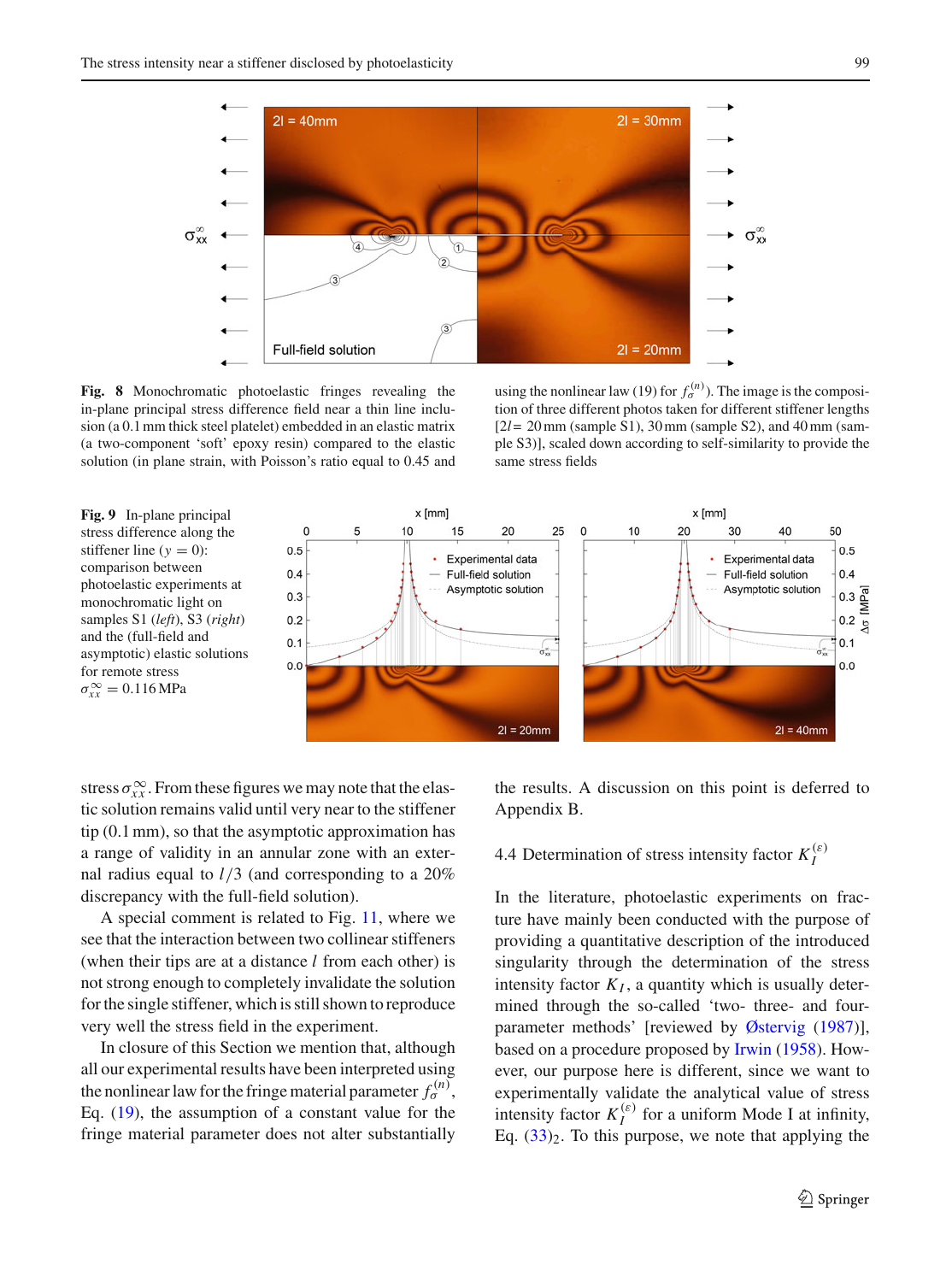**Fig. 8** Monochromatic photoelastic fringes revealing the in-plane principal stress difference field near a thin line inclusion (a 0.1 mm thick steel platelet) embedded in an elastic matrix (a two-component 'soft' epoxy resin) compared to the elastic solution (in plane strain, with Poisson's ratio equal to 0.45 and using the nonlinear law (19) for $f_\sigma^{(n)}$). The image is the composition of three different photos taken for different stiffener lengths [$2l = 20$ mm (sample S1), 30 mm (sample S2), and 40 mm (sample S3)], scaled down according to self-similarity to provide the same stress fields

**Fig. 9** In-plane principal stress difference along the stiffener line ($y = 0$): comparison between photoelastic experiments at monochromatic light on samples S1 (*left*), S3 (*right*) and the (full-field and asymptotic) elastic solutions for remote stress $\sigma_{xx}^{\infty} = 0.116$ MPa

stress $\sigma_{xx}^{\infty}$. From these figures we may note that the elastic solution remains valid until very near to the stiffener tip (0.1 mm), so that the asymptotic approximation has a range of validity in an annular zone with an external radius equal to $l/3$ (and corresponding to a 20% discrepancy with the full-field solution).

A special comment is related to Fig. 11, where we see that the interaction between two collinear stiffeners (when their tips are at a distance $l$ from each other) is not strong enough to completely invalidate the solution for the single stiffener, which is still shown to reproduce very well the stress field in the experiment.

In closure of this Section we mention that, although all our experimental results have been interpreted using the nonlinear law for the fringe material parameter $f_\sigma^{(n)}$, Eq. (19), the assumption of a constant value for the fringe material parameter does not alter substantially the results. A discussion on this point is deferred to Appendix B.

### 4.4 Determination of stress intensity factor $K_I^{(\varepsilon)}$

In the literature, photoelastic experiments on fracture have mainly been conducted with the purpose of providing a quantitative description of the introduced singularity through the determination of the stress intensity factor $K_I$, a quantity which is usually determined through the so-called 'two- three- and four-parameter methods' [reviewed by Østervig (1987)], based on a procedure proposed by Irwin (1958). However, our purpose here is different, since we want to experimentally validate the analytical value of stress intensity factor $K_I^{(\varepsilon)}$ for a uniform Mode I at infinity, Eq. $(33)_2$. To this purpose, we note that applying the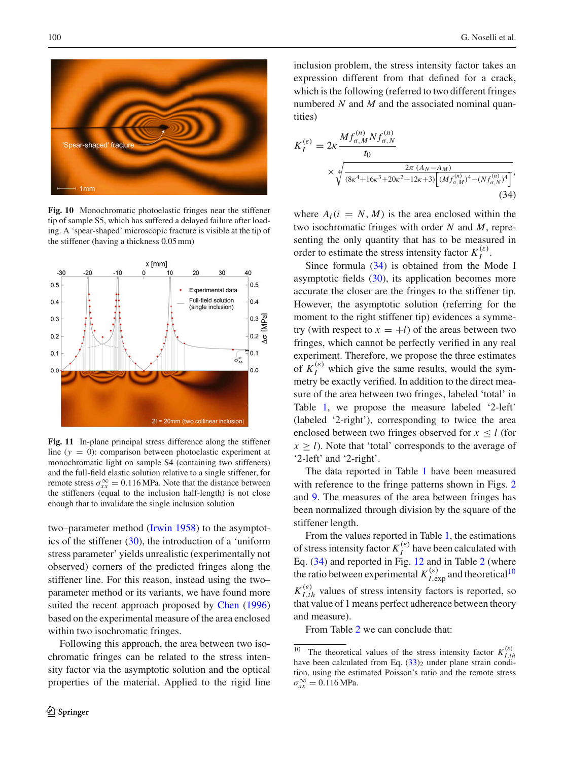Fig. 10 Monochromatic photoelastic fringes near the stiffener tip of sample S5, which has suffered a delayed failure after loading. A 'spear-shaped' microscopic fracture is visible at the tip of the stiffener (having a thickness 0.05 mm)

Fig. 11 In-plane principal stress difference along the stiffener line ($y = 0$): comparison between photoelastic experiment at monochromatic light on sample S4 (containing two stiffeners) and the full-field elastic solution relative to a single stiffener, for remote stress $\sigma_{xx}^{\infty} = 0.116$ MPa. Note that the distance between the stiffeners (equal to the inclusion half-length) is not close enough that to invalidate the single inclusion solution

two–parameter method (Irwin 1958) to the asymptotics of the stiffener (30), the introduction of a 'uniform stress parameter' yields unrealistic (experimentally not observed) corners of the predicted fringes along the stiffener line. For this reason, instead using the two–parameter method or its variants, we have found more suited the recent approach proposed by Chen (1996) based on the experimental measure of the area enclosed within two isochromatic fringes.

Following this approach, the area between two isochromatic fringes can be related to the stress intensity factor via the asymptotic solution and the optical properties of the material. Applied to the rigid line inclusion problem, the stress intensity factor takes an expression different from that defined for a crack, which is the following (referred to two different fringes numbered $N$ and $M$ and the associated nominal quantities)

$$
K_I^{(\varepsilon)} = 2\kappa \frac{M f_{\sigma,M}^{(n)} N f_{\sigma,N}^{(n)}}{t_0} \times \sqrt[4]{\frac{2\pi\,(A_N - A_M)}{(8\kappa^4+16\kappa^3+20\kappa^2+12\kappa+3)\left[(M f_{\sigma,M}^{(n)})^4-(N f_{\sigma,N}^{(n)})^4\right]}}, \tag{34}
$$

where $A_i\,(i = N, M)$ is the area enclosed within the two isochromatic fringes with order $N$ and $M$, representing the only quantity that has to be measured in order to estimate the stress intensity factor $K_I^{(\varepsilon)}$.

Since formula (34) is obtained from the Mode I asymptotic fields (30), its application becomes more accurate the closer are the fringes to the stiffener tip. However, the asymptotic solution (referring for the moment to the right stiffener tip) evidences a symmetry (with respect to $x = +l$) of the areas between two fringes, which cannot be perfectly verified in any real experiment. Therefore, we propose the three estimates of $K_I^{(\varepsilon)}$ which give the same results, would the symmetry be exactly verified. In addition to the direct measure of the area between two fringes, labeled 'total' in Table 1, we propose the measure labeled '2-left' (labeled '2-right'), corresponding to twice the area enclosed between two fringes observed for $x \leq l$ (for $x \geq l$). Note that 'total' corresponds to the average of '2-left' and '2-right'.

The data reported in Table 1 have been measured with reference to the fringe patterns shown in Figs. 2 and 9. The measures of the area between fringes has been normalized through division by the square of the stiffener length.

From the values reported in Table 1, the estimations of stress intensity factor $K_I^{(\varepsilon)}$ have been calculated with Eq. (34) and reported in Fig. 12 and in Table 2 (where the ratio between experimental $K_{I,\exp}^{(\varepsilon)}$ and theoretical[10] $K_{I,th}^{(\varepsilon)}$ values of stress intensity factors is reported, so that value of 1 means perfect adherence between theory and measure).

From Table 2 we can conclude that:

[10] The theoretical values of the stress intensity factor $K_{I,th}^{(\varepsilon)}$ have been calculated from Eq. $(33)_2$ under plane strain condition, using the estimated Poisson's ratio and the remote stress $\sigma_{xx}^{\infty} = 0.116$ MPa.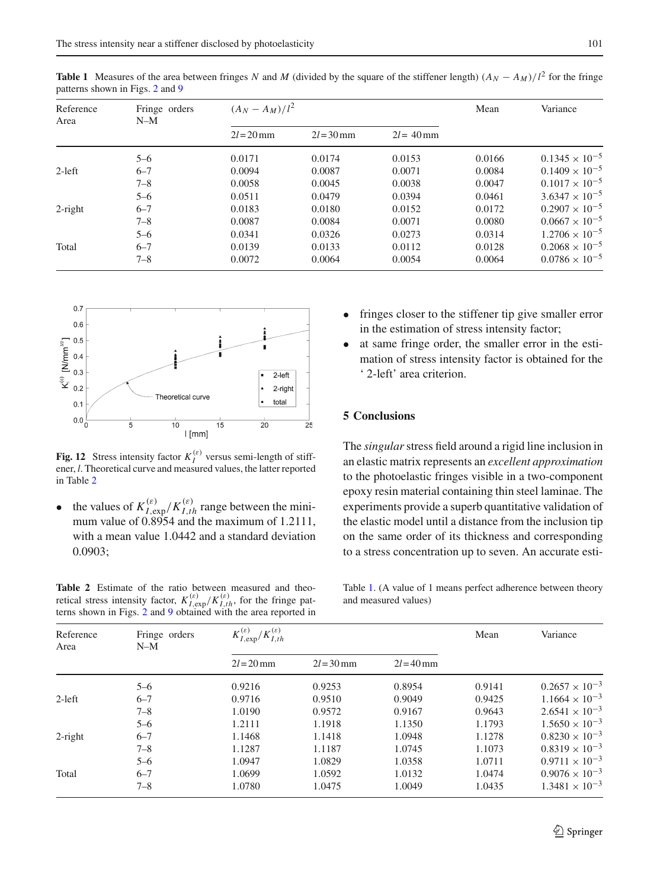**Table 1** Measures of the area between fringes $N$ and $M$ (divided by the square of the stiffener length) $(A_N - A_M)/l^2$ for the fringe patterns shown in Figs. 2 and 9

| Reference Area | Fringe orders N–M | $(A_N - A_M)/l^2$ | | | Mean | Variance |
|---|---|---|---|---|---|---|
| | | $2l = 20\,\text{mm}$ | $2l = 30\,\text{mm}$ | $2l = 40\,\text{mm}$ | | |
| 2-left | 5–6 | 0.0171 | 0.0174 | 0.0153 | 0.0166 | $0.1345 \times 10^{-5}$ |
| | 6–7 | 0.0094 | 0.0087 | 0.0071 | 0.0084 | $0.1409 \times 10^{-5}$ |
| | 7–8 | 0.0058 | 0.0045 | 0.0038 | 0.0047 | $0.1017 \times 10^{-5}$ |
| 2-right | 5–6 | 0.0511 | 0.0479 | 0.0394 | 0.0461 | $3.6347 \times 10^{-5}$ |
| | 6–7 | 0.0183 | 0.0180 | 0.0152 | 0.0172 | $0.2907 \times 10^{-5}$ |
| | 7–8 | 0.0087 | 0.0084 | 0.0071 | 0.0080 | $0.0667 \times 10^{-5}$ |
| Total | 5–6 | 0.0341 | 0.0326 | 0.0273 | 0.0314 | $1.2706 \times 10^{-5}$ |
| | 6–7 | 0.0139 | 0.0133 | 0.0112 | 0.0128 | $0.2068 \times 10^{-5}$ |
| | 7–8 | 0.0072 | 0.0064 | 0.0054 | 0.0064 | $0.0786 \times 10^{-5}$ |

**Fig. 12** Stress intensity factor $K_I^{(\varepsilon)}$ versus semi-length of stiffener, $l$. Theoretical curve and measured values, the latter reported in Table 2

- the values of $K_{I,\exp}^{(\varepsilon)}/K_{I,th}^{(\varepsilon)}$ range between the minimum value of 0.8954 and the maximum of 1.2111, with a mean value 1.0442 and a standard deviation 0.0903;
- fringes closer to the stiffener tip give smaller error in the estimation of stress intensity factor;
- at same fringe order, the smaller error in the estimation of stress intensity factor is obtained for the ‘ 2-left’ area criterion.

## 5 Conclusions

The *singular* stress field around a rigid line inclusion in an elastic matrix represents an *excellent approximation* to the photoelastic fringes visible in a two-component epoxy resin material containing thin steel laminae. The experiments provide a superb quantitative validation of the elastic model until a distance from the inclusion tip on the same order of its thickness and corresponding to a stress concentration up to seven. An accurate esti-

**Table 2** Estimate of the ratio between measured and theoretical stress intensity factor, $K_{I,\exp}^{(\varepsilon)}/K_{I,th}^{(\varepsilon)}$, for the fringe patterns shown in Figs. 2 and 9 obtained with the area reported in Table 1. (A value of 1 means perfect adherence between theory and measured values)

| Reference Area | Fringe orders N–M | $K_{I,\exp}^{(\varepsilon)}/K_{I,th}^{(\varepsilon)}$ | | | Mean | Variance |
|---|---|---|---|---|---|---|
| | | $2l = 20\,\text{mm}$ | $2l = 30\,\text{mm}$ | $2l = 40\,\text{mm}$ | | |
| 2-left | 5–6 | 0.9216 | 0.9253 | 0.8954 | 0.9141 | $0.2657 \times 10^{-3}$ |
| | 6–7 | 0.9716 | 0.9510 | 0.9049 | 0.9425 | $1.1664 \times 10^{-3}$ |
| | 7–8 | 1.0190 | 0.9572 | 0.9167 | 0.9643 | $2.6541 \times 10^{-3}$ |
| 2-right | 5–6 | 1.2111 | 1.1918 | 1.1350 | 1.1793 | $1.5650 \times 10^{-3}$ |
| | 6–7 | 1.1468 | 1.1418 | 1.0948 | 1.1278 | $0.8230 \times 10^{-3}$ |
| | 7–8 | 1.1287 | 1.1187 | 1.0745 | 1.1073 | $0.8319 \times 10^{-3}$ |
| Total | 5–6 | 1.0947 | 1.0829 | 1.0358 | 1.0711 | $0.9711 \times 10^{-3}$ |
| | 6–7 | 1.0699 | 1.0592 | 1.0132 | 1.0474 | $0.9076 \times 10^{-3}$ |
| | 7–8 | 1.0780 | 1.0475 | 1.0049 | 1.0435 | $1.3481 \times 10^{-3}$ |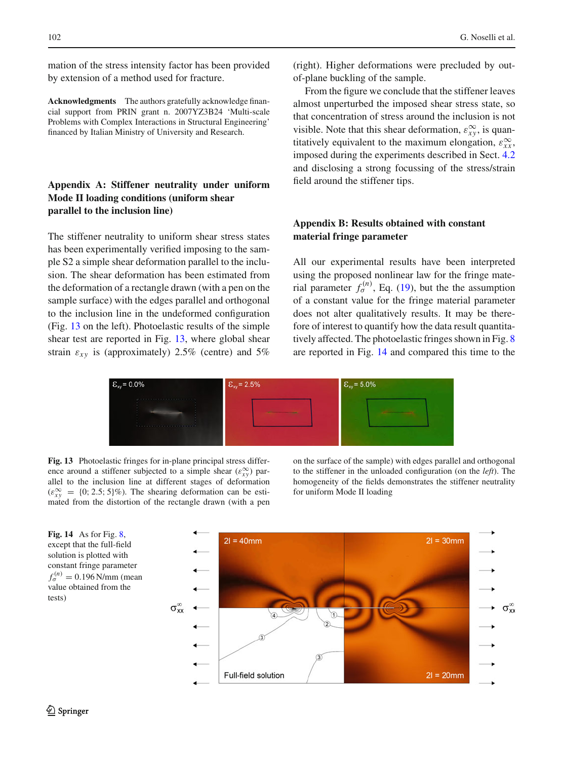mation of the stress intensity factor has been provided by extension of a method used for fracture.

**Acknowledgments** The authors gratefully acknowledge financial support from PRIN grant n. 2007YZ3B24 'Multi-scale Problems with Complex Interactions in Structural Engineering' financed by Italian Ministry of University and Research.

## Appendix A: Stiffener neutrality under uniform Mode II loading conditions (uniform shear parallel to the inclusion line)

The stiffener neutrality to uniform shear stress states has been experimentally verified imposing to the sample S2 a simple shear deformation parallel to the inclusion. The shear deformation has been estimated from the deformation of a rectangle drawn (with a pen on the sample surface) with the edges parallel and orthogonal to the inclusion line in the undeformed configuration (Fig. 13 on the left). Photoelastic results of the simple shear test are reported in Fig. 13, where global shear strain $\varepsilon_{xy}$ is (approximately) 2.5% (centre) and 5% (right). Higher deformations were precluded by out-of-plane buckling of the sample.

From the figure we conclude that the stiffener leaves almost unperturbed the imposed shear stress state, so that concentration of stress around the inclusion is not visible. Note that this shear deformation, $\varepsilon_{xy}^{\infty}$, is quantitatively equivalent to the maximum elongation, $\varepsilon_{xx}^{\infty}$, imposed during the experiments described in Sect. 4.2 and disclosing a strong focussing of the stress/strain field around the stiffener tips.

## Appendix B: Results obtained with constant material fringe parameter

All our experimental results have been interpreted using the proposed nonlinear law for the fringe material parameter $f_{\sigma}^{(n)}$, Eq. (19), but the the assumption of a constant value for the fringe material parameter does not alter qualitatively results. It may be therefore of interest to quantify how the data result quantitatively affected. The photoelastic fringes shown in Fig. 8 are reported in Fig. 14 and compared this time to the

**Fig. 13** Photoelastic fringes for in-plane principal stress difference around a stiffener subjected to a simple shear ($\varepsilon_{xy}^{\infty}$) parallel to the inclusion line at different stages of deformation ($\varepsilon_{xy}^{\infty} = \{0; 2.5; 5\}$%). The shearing deformation can be estimated from the distortion of the rectangle drawn (with a pen on the surface of the sample) with edges parallel and orthogonal to the stiffener in the unloaded configuration (on the *left*). The homogeneity of the fields demonstrates the stiffener neutrality for uniform Mode II loading

**Fig. 14** As for Fig. 8, except that the full-field solution is plotted with constant fringe parameter $f_{\sigma}^{(n)} = 0.196$ N/mm (mean value obtained from the tests)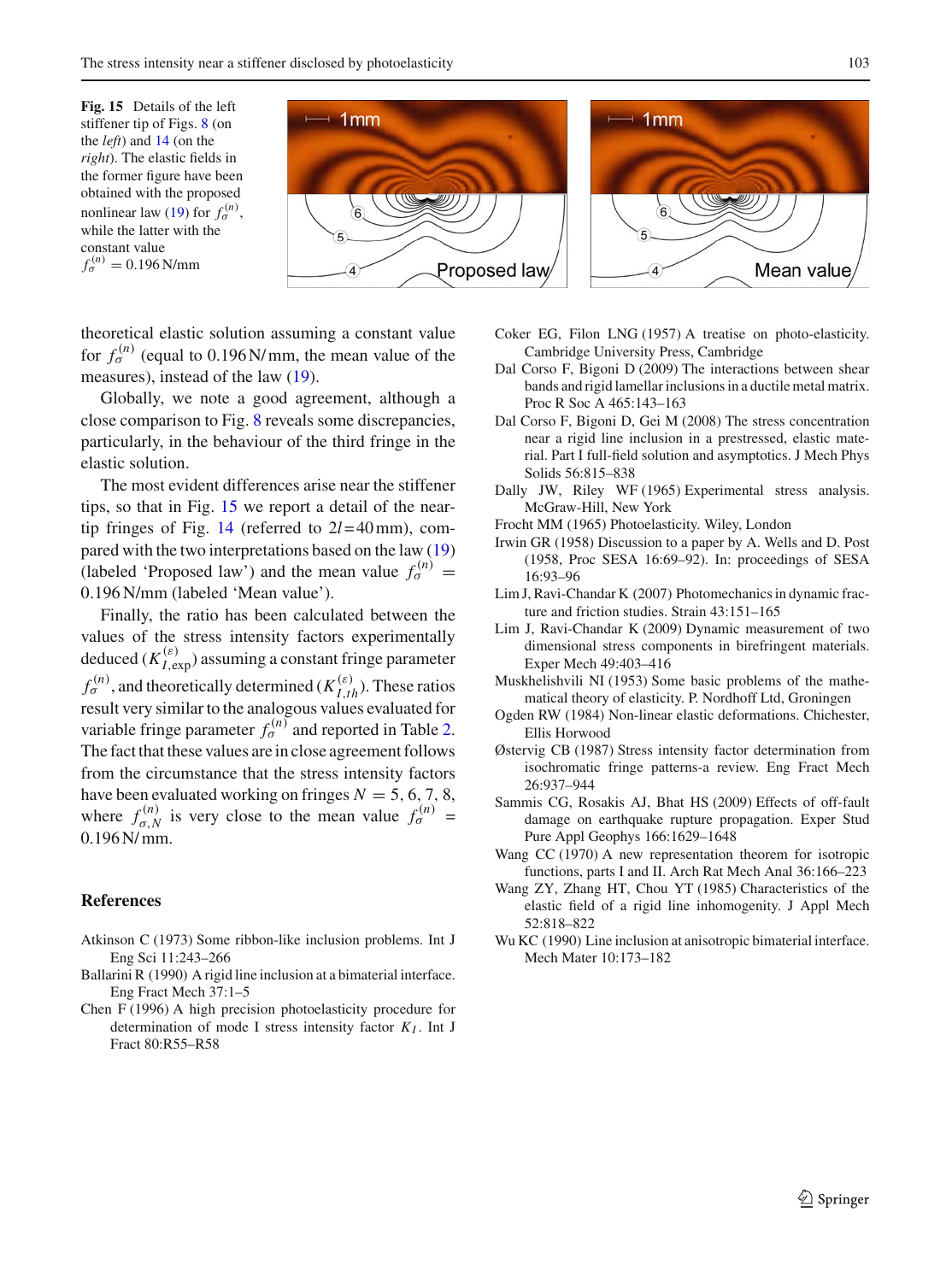Fig. 15 Details of the left stiffener tip of Figs. 8 (on the *left*) and 14 (on the *right*). The elastic fields in the former figure have been obtained with the proposed nonlinear law (19) for $f_\sigma^{(n)}$, while the latter with the constant value $f_\sigma^{(n)} = 0.196$ N/mm

1mm

6

5

4

Proposed law

1mm

6

5

4

Mean value

theoretical elastic solution assuming a constant value for $f_\sigma^{(n)}$ (equal to 0.196 N/mm, the mean value of the measures), instead of the law (19).

Globally, we note a good agreement, although a close comparison to Fig. 8 reveals some discrepancies, particularly, in the behaviour of the third fringe in the elastic solution.

The most evident differences arise near the stiffener tips, so that in Fig. 15 we report a detail of the near-tip fringes of Fig. 14 (referred to $2l = 40$ mm), compared with the two interpretations based on the law (19) (labeled 'Proposed law') and the mean value $f_\sigma^{(n)} = 0.196$ N/mm (labeled 'Mean value').

Finally, the ratio has been calculated between the values of the stress intensity factors experimentally deduced ($K_{I,\exp}^{(\varepsilon)}$) assuming a constant fringe parameter $f_\sigma^{(n)}$, and theoretically determined ($K_{I,th}^{(\varepsilon)}$). These ratios result very similar to the analogous values evaluated for variable fringe parameter $f_\sigma^{(n)}$ and reported in Table 2. The fact that these values are in close agreement follows from the circumstance that the stress intensity factors have been evaluated working on fringes $N = 5, 6, 7, 8$, where $f_{\sigma,N}^{(n)}$ is very close to the mean value $f_\sigma^{(n)} = 0.196$ N/mm.

## References

Atkinson C (1973) Some ribbon-like inclusion problems. Int J Eng Sci 11:243–266

Ballarini R (1990) A rigid line inclusion at a bimaterial interface. Eng Fract Mech 37:1–5

Chen F (1996) A high precision photoelasticity procedure for determination of mode I stress intensity factor $K_I$. Int J Fract 80:R55–R58

Coker EG, Filon LNG (1957) A treatise on photo-elasticity. Cambridge University Press, Cambridge

Dal Corso F, Bigoni D (2009) The interactions between shear bands and rigid lamellar inclusions in a ductile metal matrix. Proc R Soc A 465:143–163

Dal Corso F, Bigoni D, Gei M (2008) The stress concentration near a rigid line inclusion in a prestressed, elastic material. Part I full-field solution and asymptotics. J Mech Phys Solids 56:815–838

Dally JW, Riley WF (1965) Experimental stress analysis. McGraw-Hill, New York

Frocht MM (1965) Photoelasticity. Wiley, London

Irwin GR (1958) Discussion to a paper by A. Wells and D. Post (1958, Proc SESA 16:69–92). In: proceedings of SESA 16:93–96

Lim J, Ravi-Chandar K (2007) Photomechanics in dynamic fracture and friction studies. Strain 43:151–165

Lim J, Ravi-Chandar K (2009) Dynamic measurement of two dimensional stress components in birefringent materials. Exper Mech 49:403–416

Muskhelishvili NI (1953) Some basic problems of the mathematical theory of elasticity. P. Nordhoff Ltd, Groningen

Ogden RW (1984) Non-linear elastic deformations. Chichester, Ellis Horwood

Østervig CB (1987) Stress intensity factor determination from isochromatic fringe patterns-a review. Eng Fract Mech 26:937–944

Sammis CG, Rosakis AJ, Bhat HS (2009) Effects of off-fault damage on earthquake rupture propagation. Exper Stud Pure Appl Geophys 166:1629–1648

Wang CC (1970) A new representation theorem for isotropic functions, parts I and II. Arch Rat Mech Anal 36:166–223

Wang ZY, Zhang HT, Chou YT (1985) Characteristics of the elastic field of a rigid line inhomogeneity. J Appl Mech 52:818–822

Wu KC (1990) Line inclusion at anisotropic bimaterial interface. Mech Mater 10:173–182